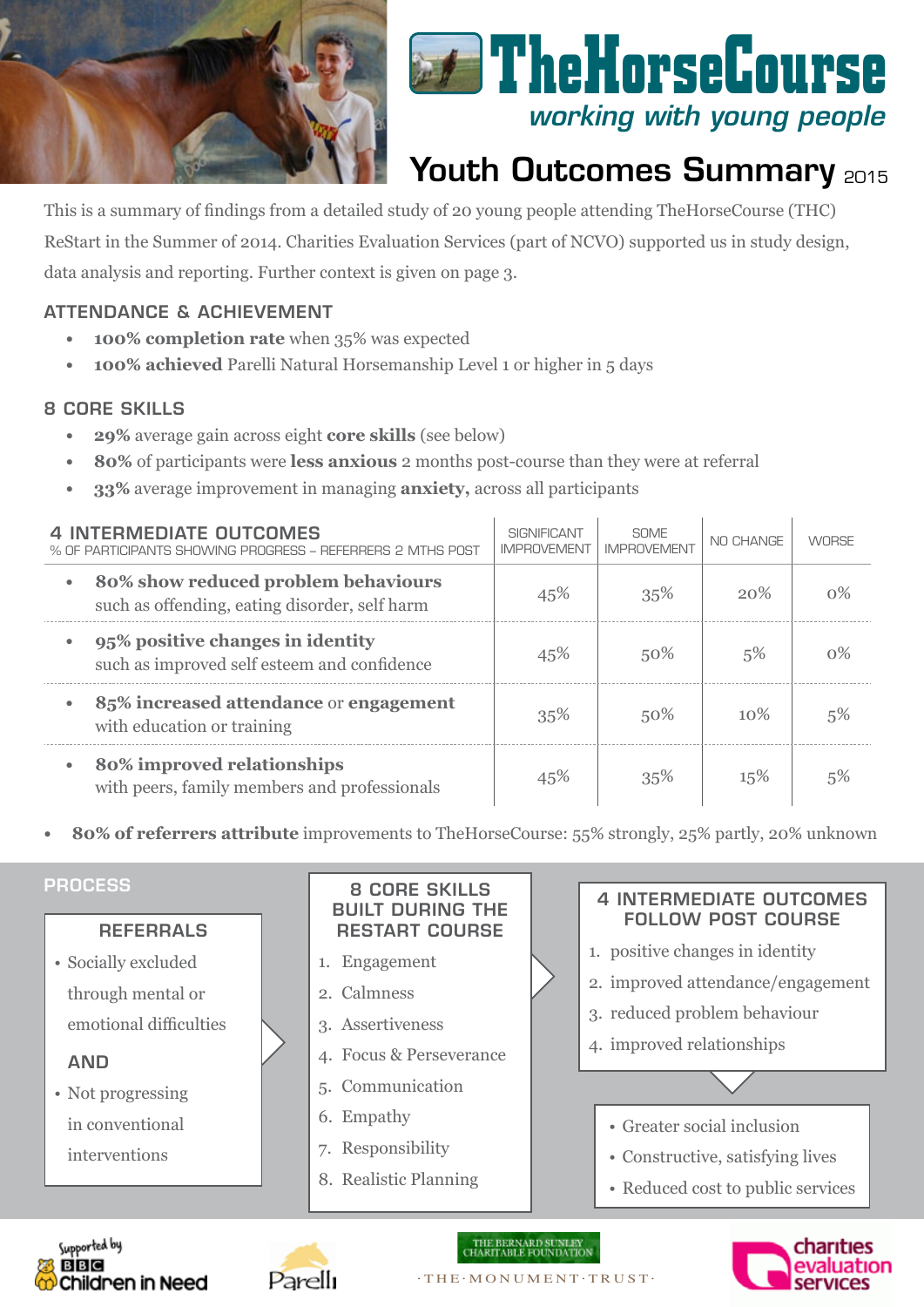# TheHorseCourse

*working with young people*

## Youth Outcomes Summary 2015

This is a summary of findings from a detailed study of 20 young people attending TheHorseCourse (THC) ReStart in the Summer of 2014. Charities Evaluation Services (part of NCVO) supported us in study design, data analysis and reporting. Further context is given on page 3.

### ATTENDANCE & ACHIEVEMENT

- **100% completion rate** when 35% was expected
- **100% achieved** Parelli Natural Horsemanship Level 1 or higher in 5 days

### 8 CORE SKILLS

- **29%** average gain across eight **core skills** (see below)
- **80%** of participants were **less anxious** 2 months post-course than they were at referral
- **33%** average improvement in managing **anxiety,** across all participants

| 4 INTERMEDIATE OUTCOMES<br>% OF PARTICIPANTS SHOWING PROGRESS – REFERRERS 2 MTHS POST | SIGNIFICANT IMPROVEMENT | SOME IMPROVEMENT | NO CHANGE | WORSE |
|---|---|---|---|---|
| **80% show reduced problem behaviours** such as offending, eating disorder, self harm | 45% | 35% | 20% | 0% |
| **95% positive changes in identity** such as improved self esteem and confidence | 45% | 50% | 5% | 0% |
| **85% increased attendance** or **engagement** with education or training | 35% | 50% | 10% | 5% |
| **80% improved relationships** with peers, family members and professionals | 45% | 35% | 15% | 5% |

- **80% of referrers attribute** improvements to TheHorseCourse: 55% strongly, 25% partly, 20% unknown

### PROCESS

**REFERRALS**

- Socially excluded through mental or emotional difficulties

**AND**

- Not progressing in conventional interventions

**8 CORE SKILLS BUILT DURING THE RESTART COURSE**

1. Engagement
2. Calmness
3. Assertiveness
4. Focus & Perseverance
5. Communication
6. Empathy
7. Responsibility
8. Realistic Planning

**4 INTERMEDIATE OUTCOMES FOLLOW POST COURSE**

1. positive changes in identity
2. improved attendance/engagement
3. reduced problem behaviour
4. improved relationships

- Greater social inclusion
- Constructive, satisfying lives
- Reduced cost to public services

Supported by BBC Children in Need · Parelli · The Bernard Sunley Charitable Foundation · The Monument Trust · charities evaluation services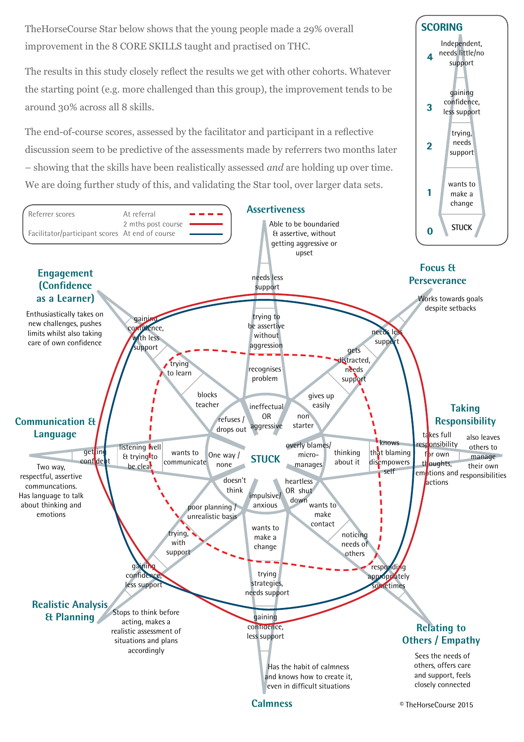TheHorseCourse Star below shows that the young people made a 29% overall improvement in the 8 CORE SKILLS taught and practised on THC.

The results in this study closely reflect the results we get with other cohorts. Whatever the starting point (e.g. more challenged than this group), the improvement tends to be around 30% across all 8 skills.

The end-of-course scores, assessed by the facilitator and participant in a reflective discussion seem to be predictive of the assessments made by referrers two months later – showing that the skills have been realistically assessed *and* are holding up over time. We are doing further study of this, and validating the Star tool, over larger data sets.

**SCORING**

- 4 – Independent, needs little/no support
- 3 – gaining confidence, less support
- 2 – trying, needs support
- 1 – wants to make a change
- 0 – STUCK

| | | |
|---|---|---|
| Referrer scores | At referral | dashed red line |
| | 2 mths post course | solid red line |
| Facilitator/participant scores | At end of course | solid blue line |

**Assertiveness** – Able to be boundaried & assertive, without getting aggressive or upset
- 0: ineffectual OR aggressive
- 1: recognises problem
- 2: trying to be assertive without aggression
- 3: needs less support

**Focus & Perseverance** – Works towards goals despite setbacks
- 0: non starter
- 1: gives up easily
- 2: gets distracted, needs support
- 3: needs less support

**Taking Responsibility** – takes full responsibility for own thoughts, emotions and actions; also leaves others to manage their own responsibilities
- 0: overly blames/ micro-manages
- 1: thinking about it
- 2: knows that blaming disempowers self

**Relating to Others / Empathy** – Sees the needs of others, offers care and support, feels closely connected
- 0: heartless OR shut down
- 1: wants to make contact
- 2: noticing needs of others
- 3: responding appropriately sometimes

**Calmness** – Has the habit of calmness and knows how to create it, even in difficult situations
- 0: impulsive/ anxious
- 1: wants to make a change
- 2: trying strategies, needs support
- 3: gaining confidence, less support

**Realistic Analysis & Planning** – Stops to think before acting, makes a realistic assessment of situations and plans accordingly
- 0: doesn't think
- 1: poor planning / unrealistic basis
- 2: trying, with support
- 3: gaining confidence, less support

**Communication & Language** – Two way, respectful, assertive communcations. Has language to talk about thinking and emotions
- 0: One way / none
- 1: wants to communicate
- 2: listening well & trying to be clear
- 3: getting confident

**Engagement (Confidence as a Learner)** – Enthusiastically takes on new challenges, pushes limits whilst also taking care of own confidence
- 0: refuses / drops out
- 1: blocks teacher
- 2: trying to learn
- 3: gaining confidence, with less support

© TheHorseCourse 2015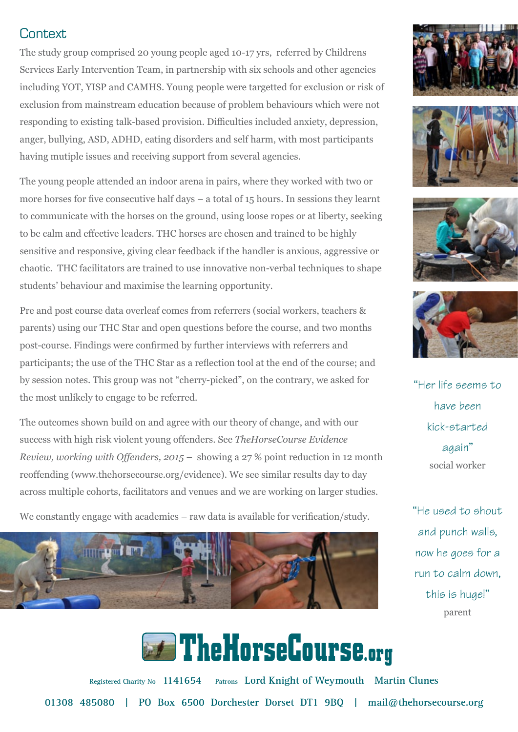## Context

The study group comprised 20 young people aged 10-17 yrs, referred by Childrens Services Early Intervention Team, in partnership with six schools and other agencies including YOT, YISP and CAMHS. Young people were targetted for exclusion or risk of exclusion from mainstream education because of problem behaviours which were not responding to existing talk-based provision. Difficulties included anxiety, depression, anger, bullying, ASD, ADHD, eating disorders and self harm, with most participants having mutiple issues and receiving support from several agencies.

The young people attended an indoor arena in pairs, where they worked with two or more horses for five consecutive half days – a total of 15 hours. In sessions they learnt to communicate with the horses on the ground, using loose ropes or at liberty, seeking to be calm and effective leaders. THC horses are chosen and trained to be highly sensitive and responsive, giving clear feedback if the handler is anxious, aggressive or chaotic. THC facilitators are trained to use innovative non-verbal techniques to shape students' behaviour and maximise the learning opportunity.

Pre and post course data overleaf comes from referrers (social workers, teachers & parents) using our THC Star and open questions before the course, and two months post-course. Findings were confirmed by further interviews with referrers and participants; the use of the THC Star as a reflection tool at the end of the course; and by session notes. This group was not "cherry-picked", on the contrary, we asked for the most unlikely to engage to be referred.

The outcomes shown build on and agree with our theory of change, and with our success with high risk violent young offenders. See *TheHorseCourse Evidence Review, working with Offenders, 2015* – showing a 27 % point reduction in 12 month reoffending (www.thehorsecourse.org/evidence). We see similar results day to day across multiple cohorts, facilitators and venues and we are working on larger studies.

We constantly engage with academics – raw data is available for verification/study.

"Her life seems to have been kick-started again"
social worker

"He used to shout and punch walls, now he goes for a run to calm down, this is huge!"
parent

**TheHorseCourse.org**

Registered Charity No 1141654 Patrons Lord Knight of Weymouth Martin Clunes

01308 485080 | PO Box 6500 Dorchester Dorset DT1 9BQ | mail@thehorsecourse.org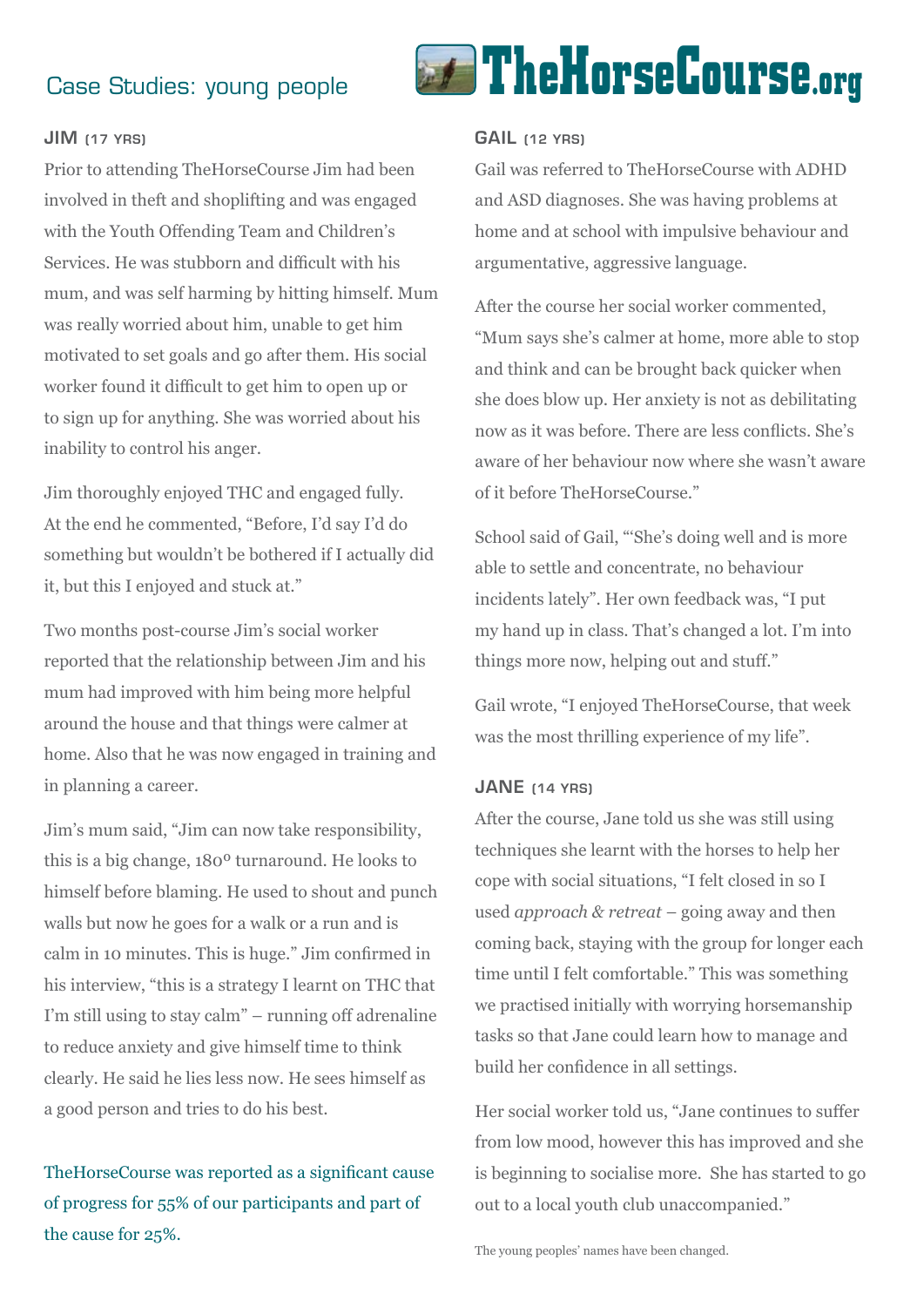## Case Studies: young people

# TheHorseCourse.org

### JIM (17 YRS)

Prior to attending TheHorseCourse Jim had been involved in theft and shoplifting and was engaged with the Youth Offending Team and Children's Services. He was stubborn and difficult with his mum, and was self harming by hitting himself. Mum was really worried about him, unable to get him motivated to set goals and go after them. His social worker found it difficult to get him to open up or to sign up for anything. She was worried about his inability to control his anger.

Jim thoroughly enjoyed THC and engaged fully. At the end he commented, "Before, I'd say I'd do something but wouldn't be bothered if I actually did it, but this I enjoyed and stuck at."

Two months post-course Jim's social worker reported that the relationship between Jim and his mum had improved with him being more helpful around the house and that things were calmer at home. Also that he was now engaged in training and in planning a career.

Jim's mum said, "Jim can now take responsibility, this is a big change, 180° turnaround. He looks to himself before blaming. He used to shout and punch walls but now he goes for a walk or a run and is calm in 10 minutes. This is huge." Jim confirmed in his interview, "this is a strategy I learnt on THC that I'm still using to stay calm" – running off adrenaline to reduce anxiety and give himself time to think clearly. He said he lies less now. He sees himself as a good person and tries to do his best.

TheHorseCourse was reported as a significant cause of progress for 55% of our participants and part of the cause for 25%.

### GAIL (12 YRS)

Gail was referred to TheHorseCourse with ADHD and ASD diagnoses. She was having problems at home and at school with impulsive behaviour and argumentative, aggressive language.

After the course her social worker commented, "Mum says she's calmer at home, more able to stop and think and can be brought back quicker when she does blow up. Her anxiety is not as debilitating now as it was before. There are less conflicts. She's aware of her behaviour now where she wasn't aware of it before TheHorseCourse."

School said of Gail, "'She's doing well and is more able to settle and concentrate, no behaviour incidents lately". Her own feedback was, "I put my hand up in class. That's changed a lot. I'm into things more now, helping out and stuff."

Gail wrote, "I enjoyed TheHorseCourse, that week was the most thrilling experience of my life".

### JANE (14 YRS)

After the course, Jane told us she was still using techniques she learnt with the horses to help her cope with social situations, "I felt closed in so I used *approach & retreat* – going away and then coming back, staying with the group for longer each time until I felt comfortable." This was something we practised initially with worrying horsemanship tasks so that Jane could learn how to manage and build her confidence in all settings.

Her social worker told us, "Jane continues to suffer from low mood, however this has improved and she is beginning to socialise more. She has started to go out to a local youth club unaccompanied."

The young peoples' names have been changed.